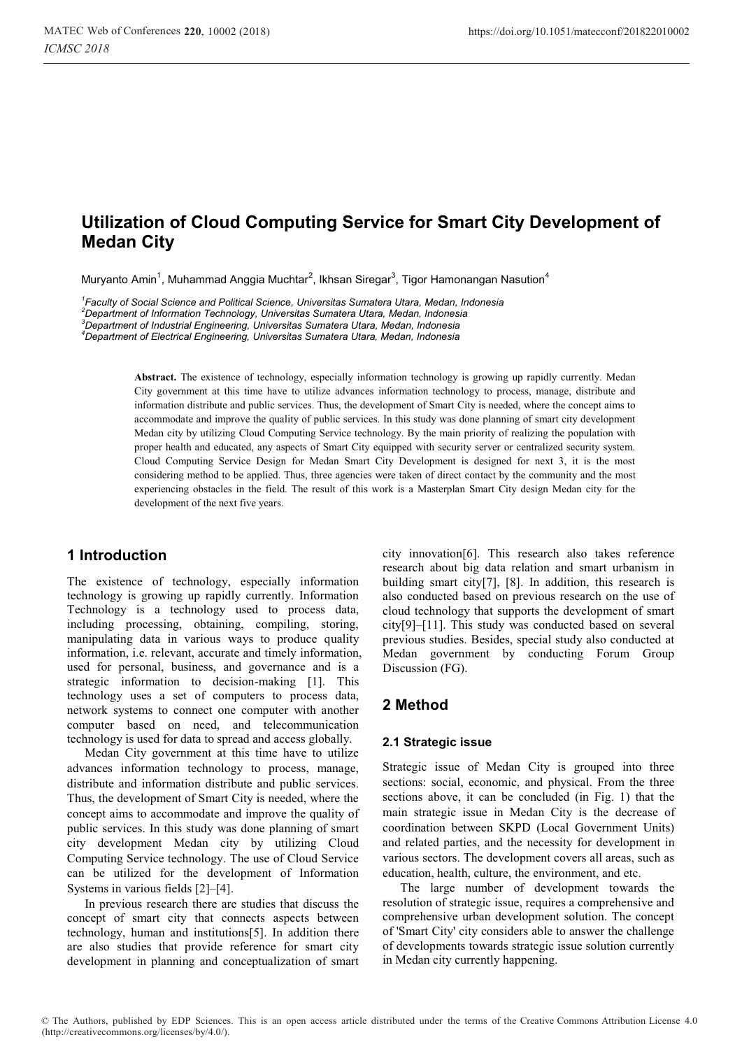# Utilization of Cloud Computing Service for Smart City Development of Medan City

Muryanto Amin[1], Muhammad Anggia Muchtar[2], Ikhsan Siregar[3], Tigor Hamonangan Nasution[4]

[1]*Faculty of Social Science and Political Science, Universitas Sumatera Utara, Medan, Indonesia*
[2]*Department of Information Technology, Universitas Sumatera Utara, Medan, Indonesia*
[3]*Department of Industrial Engineering, Universitas Sumatera Utara, Medan, Indonesia*
[4]*Department of Electrical Engineering, Universitas Sumatera Utara, Medan, Indonesia*

**Abstract.** The existence of technology, especially information technology is growing up rapidly currently. Medan City government at this time have to utilize advances information technology to process, manage, distribute and information distribute and public services. Thus, the development of Smart City is needed, where the concept aims to accommodate and improve the quality of public services. In this study was done planning of smart city development Medan city by utilizing Cloud Computing Service technology. By the main priority of realizing the population with proper health and educated, any aspects of Smart City equipped with security server or centralized security system. Cloud Computing Service Design for Medan Smart City Development is designed for next 3, it is the most considering method to be applied. Thus, three agencies were taken of direct contact by the community and the most experiencing obstacles in the field. The result of this work is a Masterplan Smart City design Medan city for the development of the next five years.

## 1 Introduction

The existence of technology, especially information technology is growing up rapidly currently. Information Technology is a technology used to process data, including processing, obtaining, compiling, storing, manipulating data in various ways to produce quality information, i.e. relevant, accurate and timely information, used for personal, business, and governance and is a strategic information to decision-making [1]. This technology uses a set of computers to process data, network systems to connect one computer with another computer based on need, and telecommunication technology is used for data to spread and access globally.

Medan City government at this time have to utilize advances information technology to process, manage, distribute and information distribute and public services. Thus, the development of Smart City is needed, where the concept aims to accommodate and improve the quality of public services. In this study was done planning of smart city development Medan city by utilizing Cloud Computing Service technology. The use of Cloud Service can be utilized for the development of Information Systems in various fields [2]–[4].

In previous research there are studies that discuss the concept of smart city that connects aspects between technology, human and institutions[5]. In addition there are also studies that provide reference for smart city development in planning and conceptualization of smart city innovation[6]. This research also takes reference research about big data relation and smart urbanism in building smart city[7], [8]. In addition, this research is also conducted based on previous research on the use of cloud technology that supports the development of smart city[9]–[11]. This study was conducted based on several previous studies. Besides, special study also conducted at Medan government by conducting Forum Group Discussion (FG).

## 2 Method

### 2.1 Strategic issue

Strategic issue of Medan City is grouped into three sections: social, economic, and physical. From the three sections above, it can be concluded (in Fig. 1) that the main strategic issue in Medan City is the decrease of coordination between SKPD (Local Government Units) and related parties, and the necessity for development in various sectors. The development covers all areas, such as education, health, culture, the environment, and etc.

The large number of development towards the resolution of strategic issue, requires a comprehensive and comprehensive urban development solution. The concept of 'Smart City' city considers able to answer the challenge of developments towards strategic issue solution currently in Medan city currently happening.

© The Authors, published by EDP Sciences. This is an open access article distributed under the terms of the Creative Commons Attribution License 4.0 (http://creativecommons.org/licenses/by/4.0/).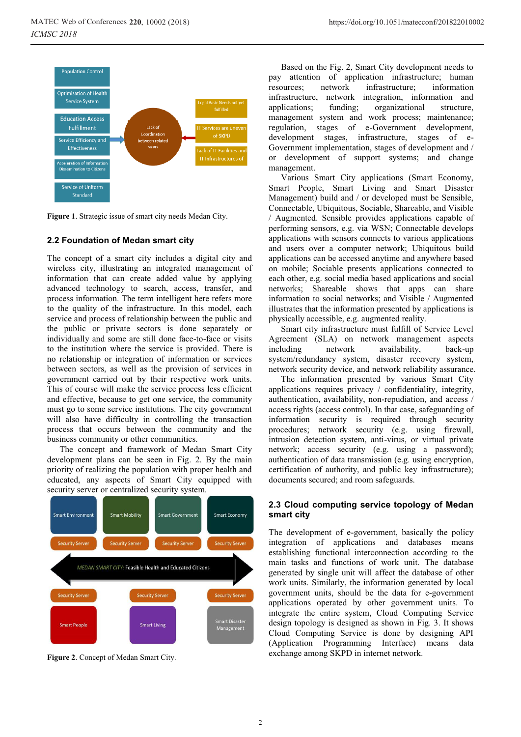**Figure 1**. Strategic issue of smart city needs Medan City.

## 2.2 Foundation of Medan smart city

The concept of a smart city includes a digital city and wireless city, illustrating an integrated management of information that can create added value by applying advanced technology to search, access, transfer, and process information. The term intelligent here refers more to the quality of the infrastructure. In this model, each service and process of relationship between the public and the public or private sectors is done separately or individually and some are still done face-to-face or visits to the institution where the service is provided. There is no relationship or integration of information or services between sectors, as well as the provision of services in government carried out by their respective work units. This of course will make the service process less efficient and effective, because to get one service, the community must go to some service institutions. The city government will also have difficulty in controlling the transaction process that occurs between the community and the business community or other communities.

The concept and framework of Medan Smart City development plans can be seen in Fig. 2. By the main priority of realizing the population with proper health and educated, any aspects of Smart City equipped with security server or centralized security system.

**Figure 2**. Concept of Medan Smart City.

Based on the Fig. 2, Smart City development needs to pay attention of application infrastructure; human resources; network infrastructure; information infrastructure, network integration, information and applications; funding; organizational structure, management system and work process; maintenance; regulation, stages of e-Government development, development stages, infrastructure, stages of e-Government implementation, stages of development and / or development of support systems; and change management.

Various Smart City applications (Smart Economy, Smart People, Smart Living and Smart Disaster Management) build and / or developed must be Sensible, Connectable, Ubiquitous, Sociable, Shareable, and Visible / Augmented. Sensible provides applications capable of performing sensors, e.g. via WSN; Connectable develops applications with sensors connects to various applications and users over a computer network; Ubiquitous build applications can be accessed anytime and anywhere based on mobile; Sociable presents applications connected to each other, e.g. social media based applications and social networks; Shareable shows that apps can share information to social networks; and Visible / Augmented illustrates that the information presented by applications is physically accessible, e.g. augmented reality.

Smart city infrastructure must fulfill of Service Level Agreement (SLA) on network management aspects including network availability, back-up system/redundancy system, disaster recovery system, network security device, and network reliability assurance.

The information presented by various Smart City applications requires privacy / confidentiality, integrity, authentication, availability, non-repudiation, and access / access rights (access control). In that case, safeguarding of information security is required through security procedures; network security (e.g. using firewall, intrusion detection system, anti-virus, or virtual private network; access security (e.g. using a password); authentication of data transmission (e.g. using encryption, certification of authority, and public key infrastructure); documents secured; and room safeguards.

## 2.3 Cloud computing service topology of Medan smart city

The development of e-government, basically the policy integration of applications and databases means establishing functional interconnection according to the main tasks and functions of work unit. The database generated by single unit will affect the database of other work units. Similarly, the information generated by local government units, should be the data for e-government applications operated by other government units. To integrate the entire system, Cloud Computing Service design topology is designed as shown in Fig. 3. It shows Cloud Computing Service is done by designing API (Application Programming Interface) means data exchange among SKPD in internet network.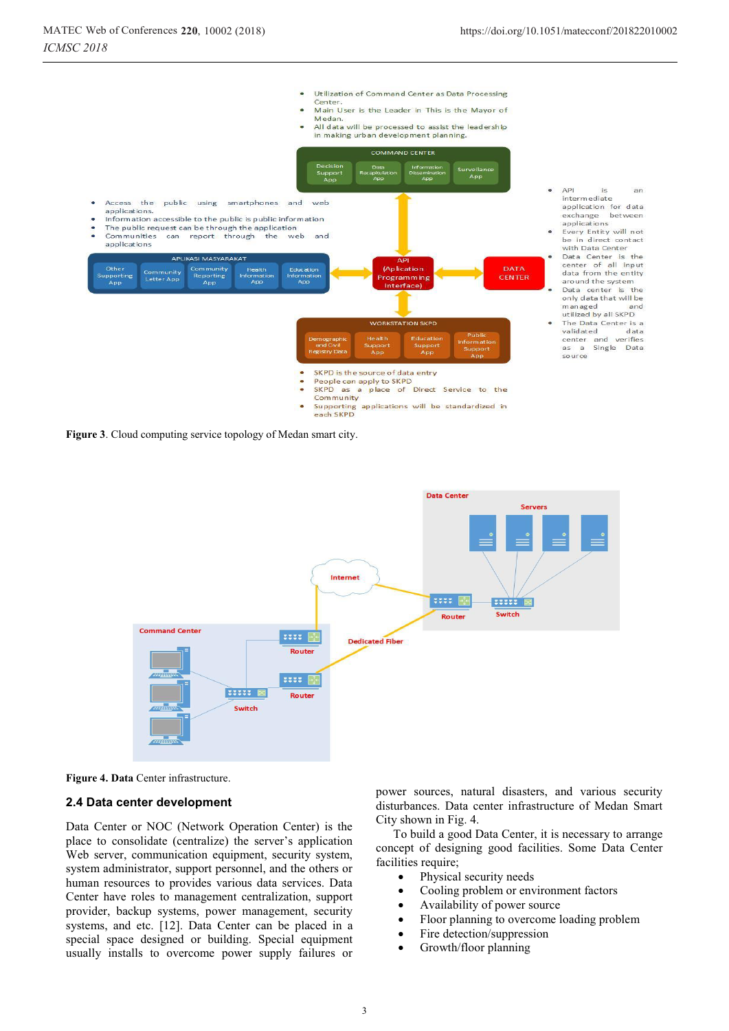**Figure 3**. Cloud computing service topology of Medan smart city.

**Figure 4. Data** Center infrastructure.

## 2.4 Data center development

Data Center or NOC (Network Operation Center) is the place to consolidate (centralize) the server's application Web server, communication equipment, security system, system administrator, support personnel, and the others or human resources to provides various data services. Data Center have roles to management centralization, support provider, backup systems, power management, security systems, and etc. [12]. Data Center can be placed in a special space designed or building. Special equipment usually installs to overcome power supply failures or power sources, natural disasters, and various security disturbances. Data center infrastructure of Medan Smart City shown in Fig. 4.

To build a good Data Center, it is necessary to arrange concept of designing good facilities. Some Data Center facilities require;

- Physical security needs
- Cooling problem or environment factors
- Availability of power source
- Floor planning to overcome loading problem
- Fire detection/suppression
- Growth/floor planning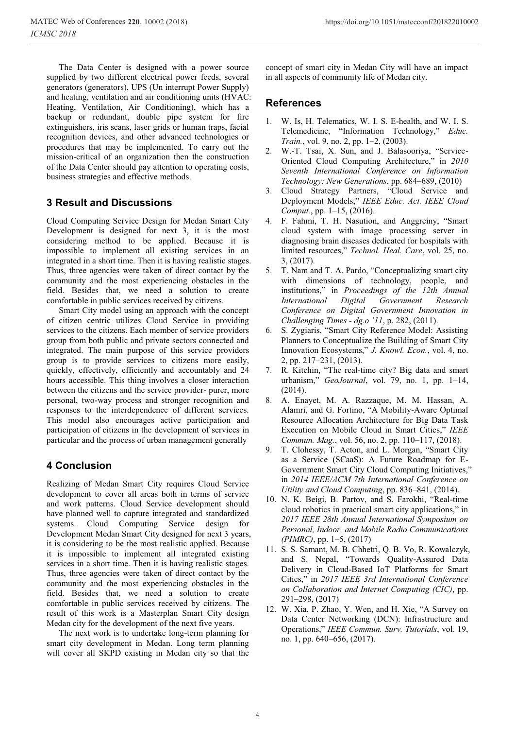The Data Center is designed with a power source supplied by two different electrical power feeds, several generators (generators), UPS (Un interrupt Power Supply) and heating, ventilation and air conditioning units (HVAC: Heating, Ventilation, Air Conditioning), which has a backup or redundant, double pipe system for fire extinguishers, iris scans, laser grids or human traps, facial recognition devices, and other advanced technologies or procedures that may be implemented. To carry out the mission-critical of an organization then the construction of the Data Center should pay attention to operating costs, business strategies and effective methods.

## 3 Result and Discussions

Cloud Computing Service Design for Medan Smart City Development is designed for next 3, it is the most considering method to be applied. Because it is impossible to implement all existing services in an integrated in a short time. Then it is having realistic stages. Thus, three agencies were taken of direct contact by the community and the most experiencing obstacles in the field. Besides that, we need a solution to create comfortable in public services received by citizens.

Smart City model using an approach with the concept of citizen centric utilizes Cloud Service in providing services to the citizens. Each member of service providers group from both public and private sectors connected and integrated. The main purpose of this service providers group is to provide services to citizens more easily, quickly, effectively, efficiently and accountably and 24 hours accessible. This thing involves a closer interaction between the citizens and the service provider- purer, more personal, two-way process and stronger recognition and responses to the interdependence of different services. This model also encourages active participation and participation of citizens in the development of services in particular and the process of urban management generally

## 4 Conclusion

Realizing of Medan Smart City requires Cloud Service development to cover all areas both in terms of service and work patterns. Cloud Service development should have planned well to capture integrated and standardized systems. Cloud Computing Service design for Development Medan Smart City designed for next 3 years, it is considering to be the most realistic applied. Because it is impossible to implement all integrated existing services in a short time. Then it is having realistic stages. Thus, three agencies were taken of direct contact by the community and the most experiencing obstacles in the field. Besides that, we need a solution to create comfortable in public services received by citizens. The result of this work is a Masterplan Smart City design Medan city for the development of the next five years.

The next work is to undertake long-term planning for smart city development in Medan. Long term planning will cover all SKPD existing in Medan city so that the concept of smart city in Medan City will have an impact in all aspects of community life of Medan city.

## References

1. W. Is, H. Telematics, W. I. S. E-health, and W. I. S. Telemedicine, "Information Technology," *Educ. Train.*, vol. 9, no. 2, pp. 1–2, (2003).
2. W.-T. Tsai, X. Sun, and J. Balasooriya, "Service-Oriented Cloud Computing Architecture," in *2010 Seventh International Conference on Information Technology: New Generations*, pp. 684–689, (2010)
3. Cloud Strategy Partners, "Cloud Service and Deployment Models," *IEEE Educ. Act. IEEE Cloud Comput.*, pp. 1–15, (2016).
4. F. Fahmi, T. H. Nasution, and Anggreiny, "Smart cloud system with image processing server in diagnosing brain diseases dedicated for hospitals with limited resources," *Technol. Heal. Care*, vol. 25, no. 3, (2017).
5. T. Nam and T. A. Pardo, "Conceptualizing smart city with dimensions of technology, people, and institutions," in *Proceedings of the 12th Annual International Digital Government Research Conference on Digital Government Innovation in Challenging Times - dg.o '11*, p. 282, (2011).
6. S. Zygiaris, "Smart City Reference Model: Assisting Planners to Conceptualize the Building of Smart City Innovation Ecosystems," *J. Knowl. Econ.*, vol. 4, no. 2, pp. 217–231, (2013).
7. R. Kitchin, "The real-time city? Big data and smart urbanism," *GeoJournal*, vol. 79, no. 1, pp. 1–14, (2014).
8. A. Enayet, M. A. Razzaque, M. M. Hassan, A. Alamri, and G. Fortino, "A Mobility-Aware Optimal Resource Allocation Architecture for Big Data Task Execution on Mobile Cloud in Smart Cities," *IEEE Commun. Mag.*, vol. 56, no. 2, pp. 110–117, (2018).
9. T. Clohessy, T. Acton, and L. Morgan, "Smart City as a Service (SCaaS): A Future Roadmap for E-Government Smart City Cloud Computing Initiatives," in *2014 IEEE/ACM 7th International Conference on Utility and Cloud Computing*, pp. 836–841, (2014).
10. N. K. Beigi, B. Partov, and S. Farokhi, "Real-time cloud robotics in practical smart city applications," in *2017 IEEE 28th Annual International Symposium on Personal, Indoor, and Mobile Radio Communications (PIMRC)*, pp. 1–5, (2017)
11. S. S. Samant, M. B. Chhetri, Q. B. Vo, R. Kowalczyk, and S. Nepal, "Towards Quality-Assured Data Delivery in Cloud-Based IoT Platforms for Smart Cities," in *2017 IEEE 3rd International Conference on Collaboration and Internet Computing (CIC)*, pp. 291–298, (2017)
12. W. Xia, P. Zhao, Y. Wen, and H. Xie, "A Survey on Data Center Networking (DCN): Infrastructure and Operations," *IEEE Commun. Surv. Tutorials*, vol. 19, no. 1, pp. 640–656, (2017).